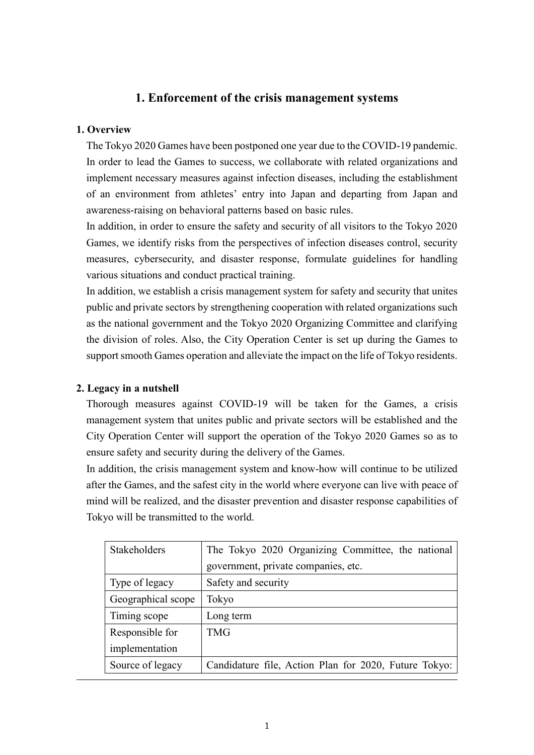# 1. Enforcement of the crisis management systems

## 1. Overview

The Tokyo 2020 Games have been postponed one year due to the COVID-19 pandemic. In order to lead the Games to success, we collaborate with related organizations and implement necessary measures against infection diseases, including the establishment of an environment from athletes' entry into Japan and departing from Japan and awareness-raising on behavioral patterns based on basic rules.

In addition, in order to ensure the safety and security of all visitors to the Tokyo 2020 Games, we identify risks from the perspectives of infection diseases control, security measures, cybersecurity, and disaster response, formulate guidelines for handling various situations and conduct practical training.

In addition, we establish a crisis management system for safety and security that unites public and private sectors by strengthening cooperation with related organizations such as the national government and the Tokyo 2020 Organizing Committee and clarifying the division of roles. Also, the City Operation Center is set up during the Games to support smooth Games operation and alleviate the impact on the life of Tokyo residents.

## 2. Legacy in a nutshell

Thorough measures against COVID-19 will be taken for the Games, a crisis management system that unites public and private sectors will be established and the City Operation Center will support the operation of the Tokyo 2020 Games so as to ensure safety and security during the delivery of the Games.

In addition, the crisis management system and know-how will continue to be utilized after the Games, and the safest city in the world where everyone can live with peace of mind will be realized, and the disaster prevention and disaster response capabilities of Tokyo will be transmitted to the world.

| Stakeholders | The Tokyo 2020 Organizing Committee, the national government, private companies, etc. |
|---|---|
| Type of legacy | Safety and security |
| Geographical scope | Tokyo |
| Timing scope | Long term |
| Responsible for implementation | TMG |
| Source of legacy | Candidature file, Action Plan for 2020, Future Tokyo: |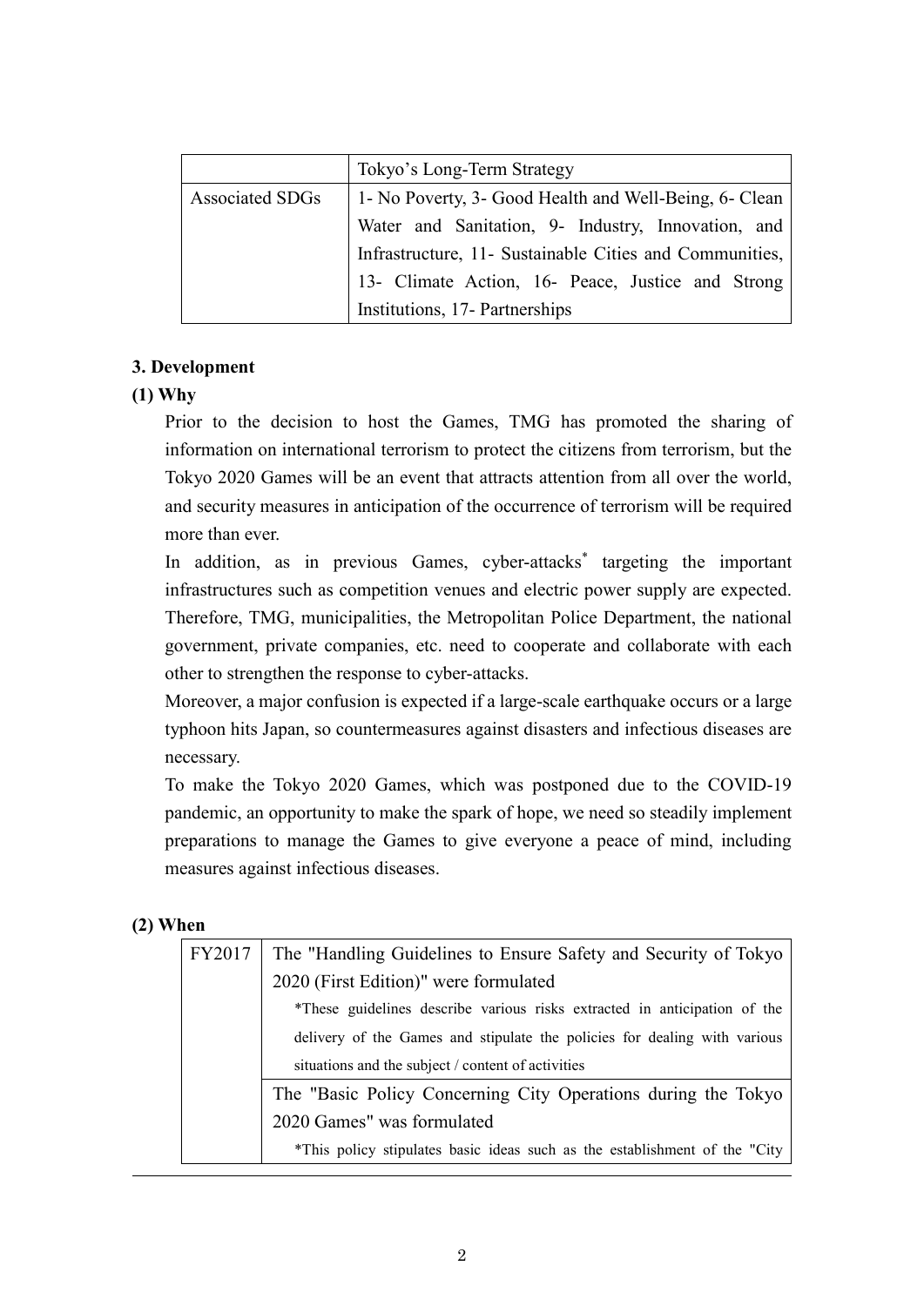| | Tokyo's Long-Term Strategy |
|---|---|
| Associated SDGs | 1- No Poverty, 3- Good Health and Well-Being, 6- Clean Water and Sanitation, 9- Industry, Innovation, and Infrastructure, 11- Sustainable Cities and Communities, 13- Climate Action, 16- Peace, Justice and Strong Institutions, 17- Partnerships |

### 3. Development

#### (1) Why

Prior to the decision to host the Games, TMG has promoted the sharing of information on international terrorism to protect the citizens from terrorism, but the Tokyo 2020 Games will be an event that attracts attention from all over the world, and security measures in anticipation of the occurrence of terrorism will be required more than ever.

In addition, as in previous Games, cyber-attacks* targeting the important infrastructures such as competition venues and electric power supply are expected. Therefore, TMG, municipalities, the Metropolitan Police Department, the national government, private companies, etc. need to cooperate and collaborate with each other to strengthen the response to cyber-attacks.

Moreover, a major confusion is expected if a large-scale earthquake occurs or a large typhoon hits Japan, so countermeasures against disasters and infectious diseases are necessary.

To make the Tokyo 2020 Games, which was postponed due to the COVID-19 pandemic, an opportunity to make the spark of hope, we need so steadily implement preparations to manage the Games to give everyone a peace of mind, including measures against infectious diseases.

#### (2) When

| | |
|---|---|
| FY2017 | The "Handling Guidelines to Ensure Safety and Security of Tokyo 2020 (First Edition)" were formulated<br>*These guidelines describe various risks extracted in anticipation of the delivery of the Games and stipulate the policies for dealing with various situations and the subject / content of activities |
| | The "Basic Policy Concerning City Operations during the Tokyo 2020 Games" was formulated<br>*This policy stipulates basic ideas such as the establishment of the "City |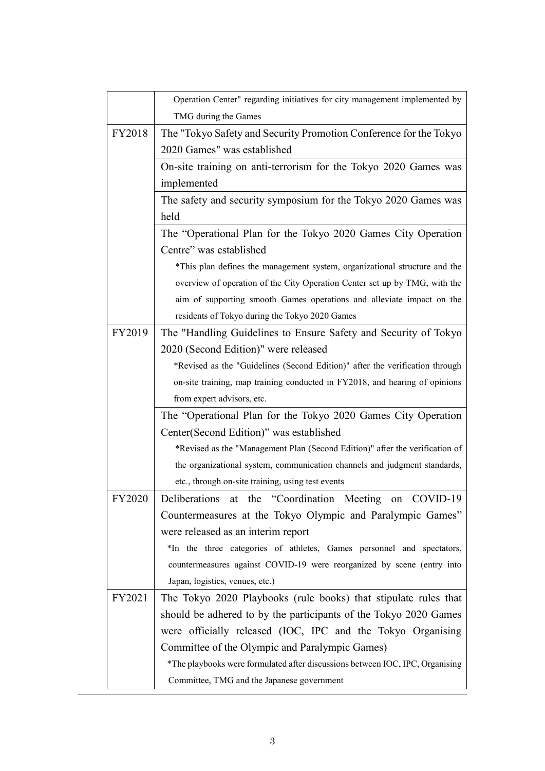|  |  |
|---|---|
|  | Operation Center" regarding initiatives for city management implemented by TMG during the Games |
| FY2018 | The "Tokyo Safety and Security Promotion Conference for the Tokyo 2020 Games" was established |
|  | On-site training on anti-terrorism for the Tokyo 2020 Games was implemented |
|  | The safety and security symposium for the Tokyo 2020 Games was held |
|  | The "Operational Plan for the Tokyo 2020 Games City Operation Centre" was established<br>*This plan defines the management system, organizational structure and the overview of operation of the City Operation Center set up by TMG, with the aim of supporting smooth Games operations and alleviate impact on the residents of Tokyo during the Tokyo 2020 Games |
| FY2019 | The "Handling Guidelines to Ensure Safety and Security of Tokyo 2020 (Second Edition)" were released<br>*Revised as the "Guidelines (Second Edition)" after the verification through on-site training, map training conducted in FY2018, and hearing of opinions from expert advisors, etc. |
|  | The "Operational Plan for the Tokyo 2020 Games City Operation Center(Second Edition)" was established<br>*Revised as the "Management Plan (Second Edition)" after the verification of the organizational system, communication channels and judgment standards, etc., through on-site training, using test events |
| FY2020 | Deliberations at the "Coordination Meeting on COVID-19 Countermeasures at the Tokyo Olympic and Paralympic Games" were released as an interim report<br>*In the three categories of athletes, Games personnel and spectators, countermeasures against COVID-19 were reorganized by scene (entry into Japan, logistics, venues, etc.) |
| FY2021 | The Tokyo 2020 Playbooks (rule books) that stipulate rules that should be adhered to by the participants of the Tokyo 2020 Games were officially released (IOC, IPC and the Tokyo Organising Committee of the Olympic and Paralympic Games)<br>*The playbooks were formulated after discussions between IOC, IPC, Organising Committee, TMG and the Japanese government |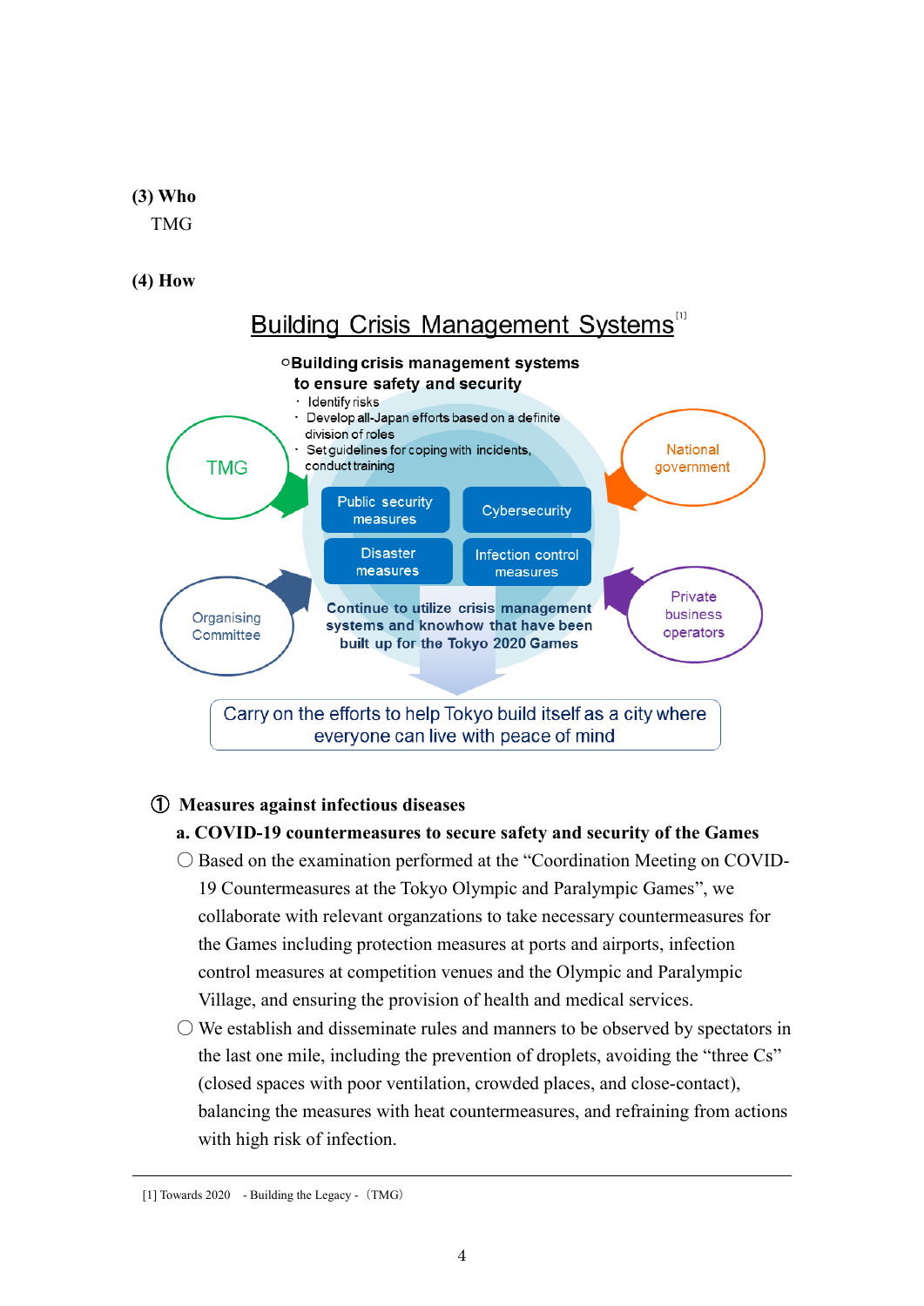**(3) Who**

TMG

**(4) How**

Building Crisis Management Systems[1]

○Building crisis management systems to ensure safety and security

- Identify risks
- Develop all-Japan efforts based on a definite division of roles
- Set guidelines for coping with incidents, conduct training

TMG

National government

Public security measures

Cybersecurity

Disaster measures

Infection control measures

Organising Committee

Private business operators

Continue to utilize crisis management systems and knowhow that have been built up for the Tokyo 2020 Games

Carry on the efforts to help Tokyo build itself as a city where everyone can live with peace of mind

**① Measures against infectious diseases**

**a. COVID-19 countermeasures to secure safety and security of the Games**

○ Based on the examination performed at the "Coordination Meeting on COVID-19 Countermeasures at the Tokyo Olympic and Paralympic Games", we collaborate with relevant organzations to take necessary countermeasures for the Games including protection measures at ports and airports, infection control measures at competition venues and the Olympic and Paralympic Village, and ensuring the provision of health and medical services.

○ We establish and disseminate rules and manners to be observed by spectators in the last one mile, including the prevention of droplets, avoiding the "three Cs" (closed spaces with poor ventilation, crowded places, and close-contact), balancing the measures with heat countermeasures, and refraining from actions with high risk of infection.

[1] Towards 2020 - Building the Legacy -（TMG）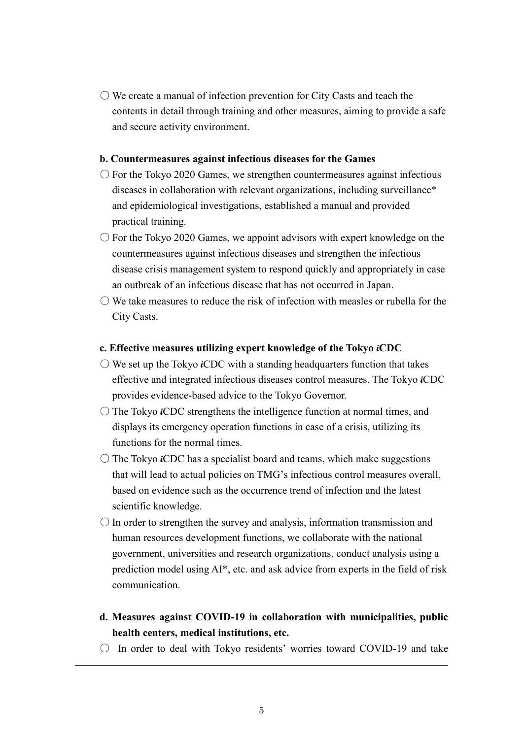○ We create a manual of infection prevention for City Casts and teach the contents in detail through training and other measures, aiming to provide a safe and secure activity environment.

**b. Countermeasures against infectious diseases for the Games**

○ For the Tokyo 2020 Games, we strengthen countermeasures against infectious diseases in collaboration with relevant organizations, including surveillance* and epidemiological investigations, established a manual and provided practical training.

○ For the Tokyo 2020 Games, we appoint advisors with expert knowledge on the countermeasures against infectious diseases and strengthen the infectious disease crisis management system to respond quickly and appropriately in case an outbreak of an infectious disease that has not occurred in Japan.

○ We take measures to reduce the risk of infection with measles or rubella for the City Casts.

**c. Effective measures utilizing expert knowledge of the Tokyo *i*CDC**

○ We set up the Tokyo ***i***CDC with a standing headquarters function that takes effective and integrated infectious diseases control measures. The Tokyo ***i***CDC provides evidence-based advice to the Tokyo Governor.

○ The Tokyo ***i***CDC strengthens the intelligence function at normal times, and displays its emergency operation functions in case of a crisis, utilizing its functions for the normal times.

○ The Tokyo ***i***CDC has a specialist board and teams, which make suggestions that will lead to actual policies on TMG's infectious control measures overall, based on evidence such as the occurrence trend of infection and the latest scientific knowledge.

○ In order to strengthen the survey and analysis, information transmission and human resources development functions, we collaborate with the national government, universities and research organizations, conduct analysis using a prediction model using AI*, etc. and ask advice from experts in the field of risk communication.

**d. Measures against COVID-19 in collaboration with municipalities, public health centers, medical institutions, etc.**

○ In order to deal with Tokyo residents' worries toward COVID-19 and take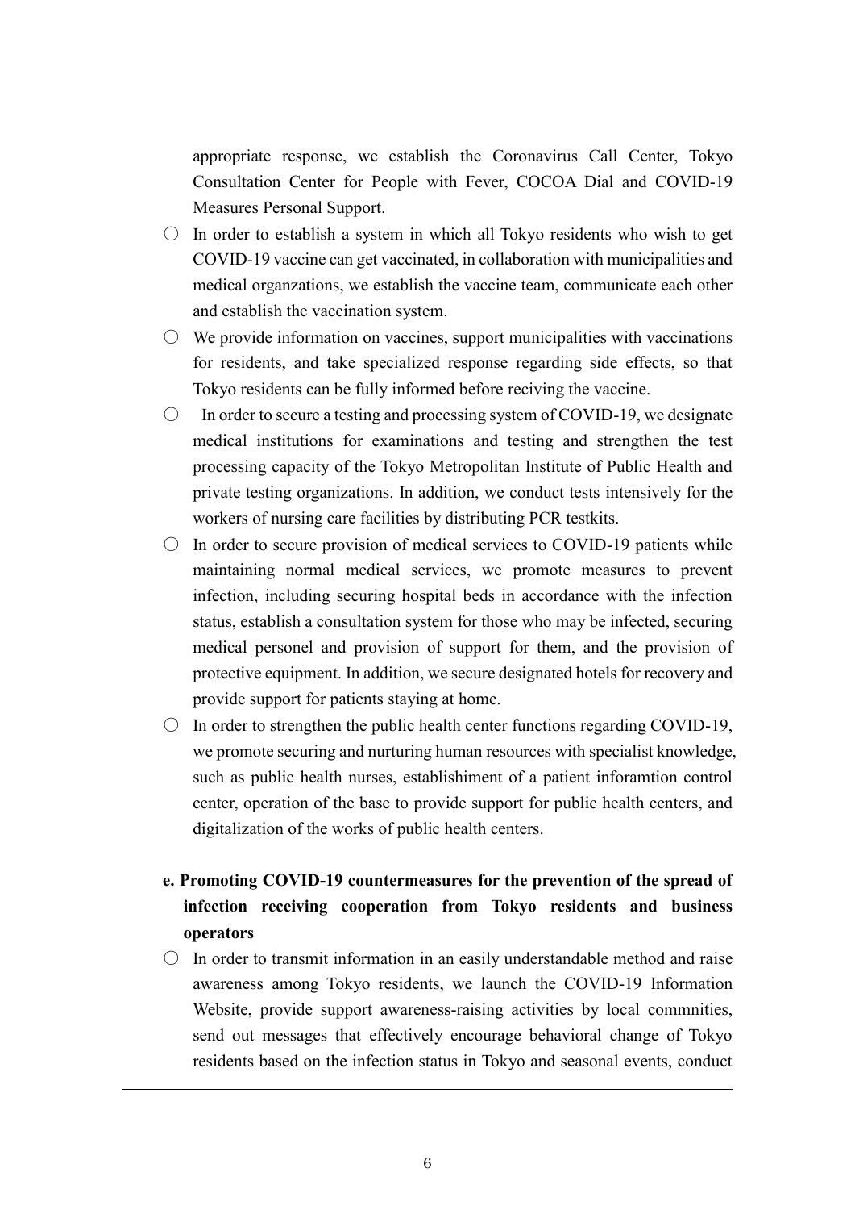appropriate response, we establish the Coronavirus Call Center, Tokyo Consultation Center for People with Fever, COCOA Dial and COVID-19 Measures Personal Support.

- ○ In order to establish a system in which all Tokyo residents who wish to get COVID-19 vaccine can get vaccinated, in collaboration with municipalities and medical organzations, we establish the vaccine team, communicate each other and establish the vaccination system.
- ○ We provide information on vaccines, support municipalities with vaccinations for residents, and take specialized response regarding side effects, so that Tokyo residents can be fully informed before reciving the vaccine.
- ○ In order to secure a testing and processing system of COVID-19, we designate medical institutions for examinations and testing and strengthen the test processing capacity of the Tokyo Metropolitan Institute of Public Health and private testing organizations. In addition, we conduct tests intensively for the workers of nursing care facilities by distributing PCR testkits.
- ○ In order to secure provision of medical services to COVID-19 patients while maintaining normal medical services, we promote measures to prevent infection, including securing hospital beds in accordance with the infection status, establish a consultation system for those who may be infected, securing medical personel and provision of support for them, and the provision of protective equipment. In addition, we secure designated hotels for recovery and provide support for patients staying at home.
- ○ In order to strengthen the public health center functions regarding COVID-19, we promote securing and nurturing human resources with specialist knowledge, such as public health nurses, establishiment of a patient inforamtion control center, operation of the base to provide support for public health centers, and digitalization of the works of public health centers.

**e. Promoting COVID-19 countermeasures for the prevention of the spread of infection receiving cooperation from Tokyo residents and business operators**

- ○ In order to transmit information in an easily understandable method and raise awareness among Tokyo residents, we launch the COVID-19 Information Website, provide support awareness-raising activities by local commnities, send out messages that effectively encourage behavioral change of Tokyo residents based on the infection status in Tokyo and seasonal events, conduct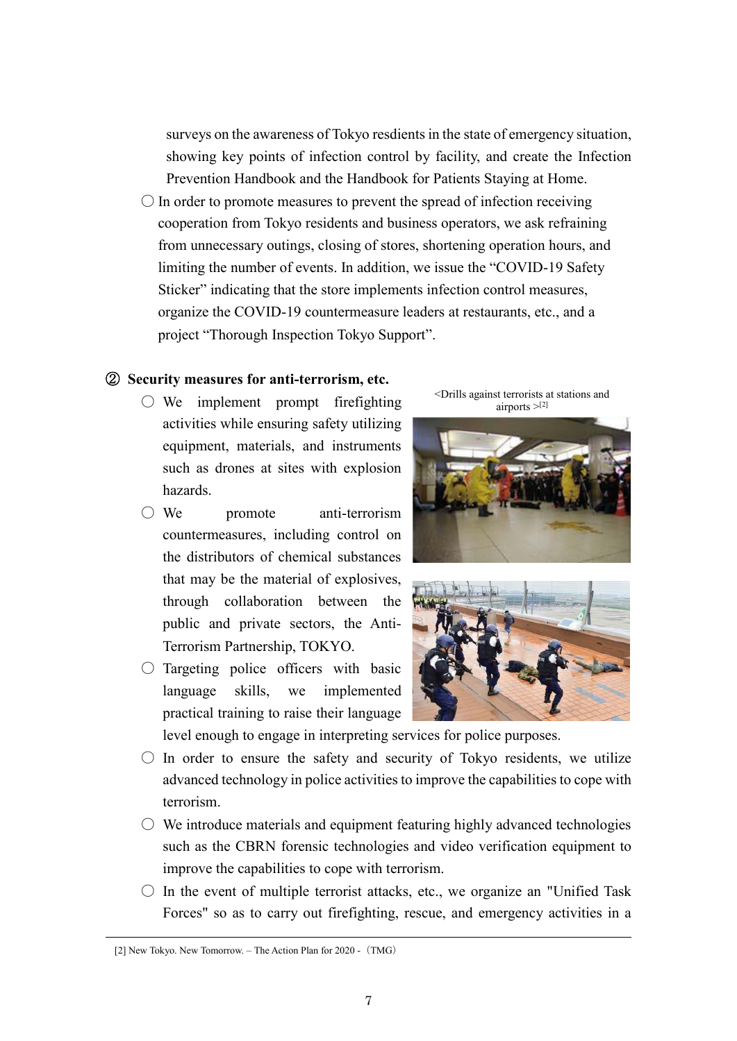surveys on the awareness of Tokyo resdients in the state of emergency situation, showing key points of infection control by facility, and create the Infection Prevention Handbook and the Handbook for Patients Staying at Home.

○ In order to promote measures to prevent the spread of infection receiving cooperation from Tokyo residents and business operators, we ask refraining from unnecessary outings, closing of stores, shortening operation hours, and limiting the number of events. In addition, we issue the "COVID-19 Safety Sticker" indicating that the store implements infection control measures, organize the COVID-19 countermeasure leaders at restaurants, etc., and a project "Thorough Inspection Tokyo Support".

### ② Security measures for anti-terrorism, etc.

○ We implement prompt firefighting activities while ensuring safety utilizing equipment, materials, and instruments such as drones at sites with explosion hazards.

○ We promote anti-terrorism countermeasures, including control on the distributors of chemical substances that may be the material of explosives, through collaboration between the public and private sectors, the Anti-Terrorism Partnership, TOKYO.

○ Targeting police officers with basic language skills, we implemented practical training to raise their language level enough to engage in interpreting services for police purposes.

<Drills against terrorists at stations and airports >[2]

○ In order to ensure the safety and security of Tokyo residents, we utilize advanced technology in police activities to improve the capabilities to cope with terrorism.

○ We introduce materials and equipment featuring highly advanced technologies such as the CBRN forensic technologies and video verification equipment to improve the capabilities to cope with terrorism.

○ In the event of multiple terrorist attacks, etc., we organize an "Unified Task Forces" so as to carry out firefighting, rescue, and emergency activities in a

---

[2] New Tokyo. New Tomorrow. – The Action Plan for 2020 - （TMG）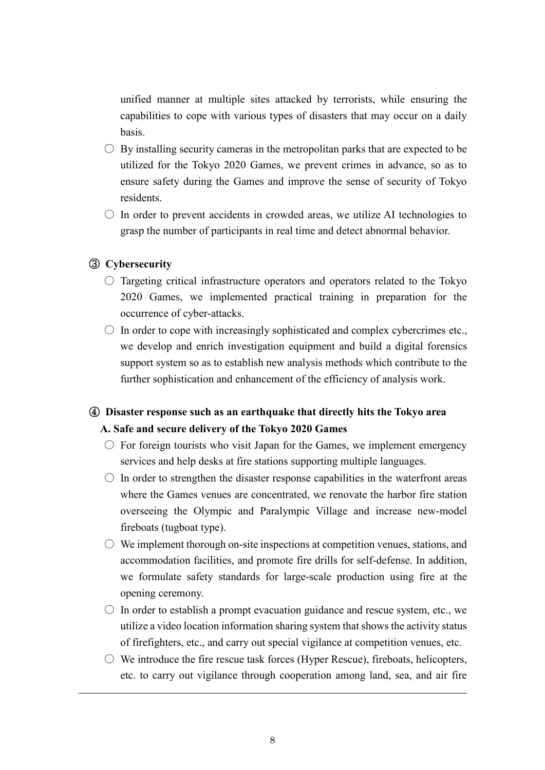unified manner at multiple sites attacked by terrorists, while ensuring the capabilities to cope with various types of disasters that may occur on a daily basis.

○ By installing security cameras in the metropolitan parks that are expected to be utilized for the Tokyo 2020 Games, we prevent crimes in advance, so as to ensure safety during the Games and improve the sense of security of Tokyo residents.

○ In order to prevent accidents in crowded areas, we utilize AI technologies to grasp the number of participants in real time and detect abnormal behavior.

### ③ Cybersecurity

○ Targeting critical infrastructure operators and operators related to the Tokyo 2020 Games, we implemented practical training in preparation for the occurrence of cyber-attacks.

○ In order to cope with increasingly sophisticated and complex cybercrimes etc., we develop and enrich investigation equipment and build a digital forensics support system so as to establish new analysis methods which contribute to the further sophistication and enhancement of the efficiency of analysis work.

### ④ Disaster response such as an earthquake that directly hits the Tokyo area

#### A. Safe and secure delivery of the Tokyo 2020 Games

○ For foreign tourists who visit Japan for the Games, we implement emergency services and help desks at fire stations supporting multiple languages.

○ In order to strengthen the disaster response capabilities in the waterfront areas where the Games venues are concentrated, we renovate the harbor fire station overseeing the Olympic and Paralympic Village and increase new-model fireboats (tugboat type).

○ We implement thorough on-site inspections at competition venues, stations, and accommodation facilities, and promote fire drills for self-defense. In addition, we formulate safety standards for large-scale production using fire at the opening ceremony.

○ In order to establish a prompt evacuation guidance and rescue system, etc., we utilize a video location information sharing system that shows the activity status of firefighters, etc., and carry out special vigilance at competition venues, etc.

○ We introduce the fire rescue task forces (Hyper Rescue), fireboats, helicopters, etc. to carry out vigilance through cooperation among land, sea, and air fire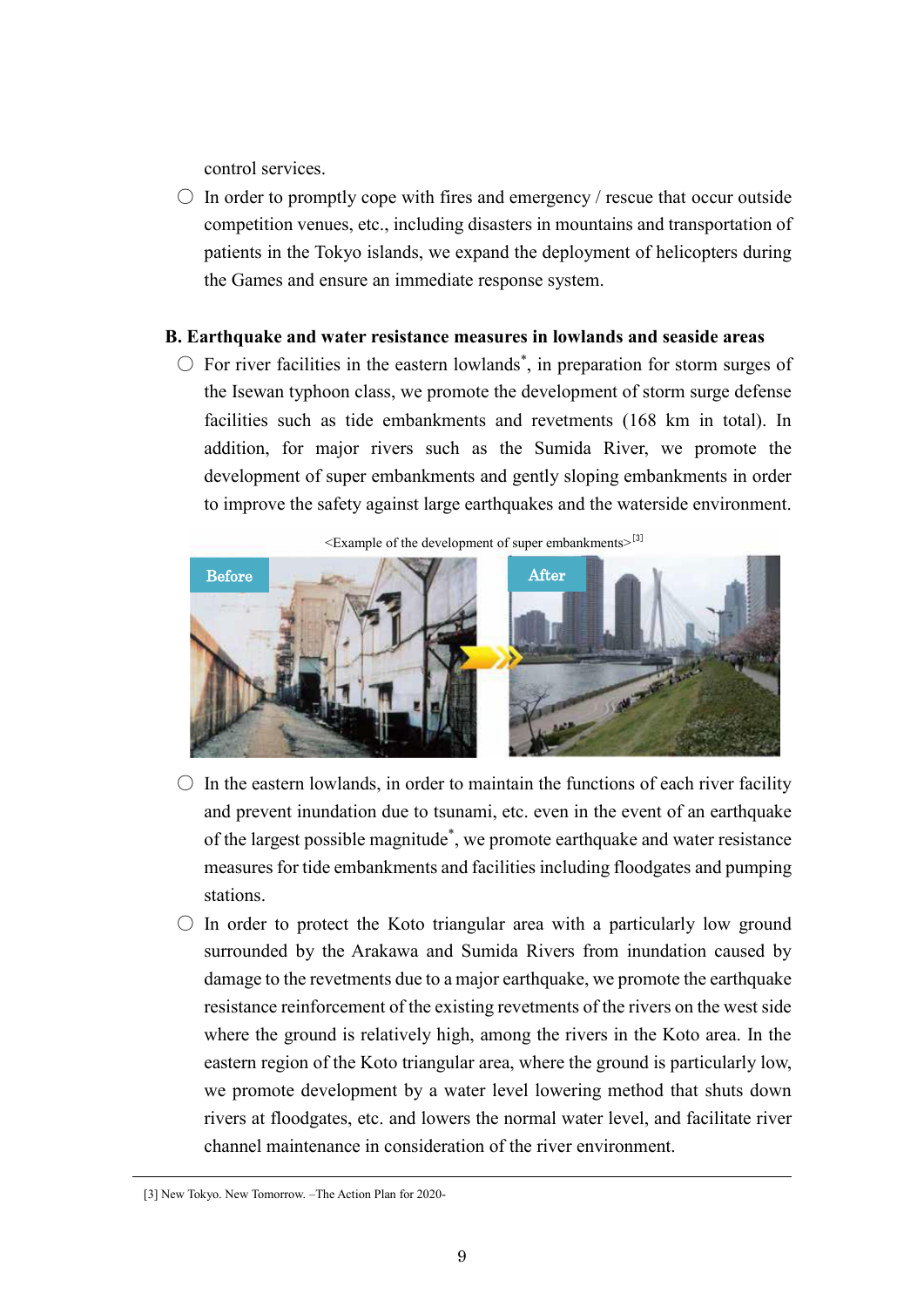control services.

- ○ In order to promptly cope with fires and emergency / rescue that occur outside competition venues, etc., including disasters in mountains and transportation of patients in the Tokyo islands, we expand the deployment of helicopters during the Games and ensure an immediate response system.

**B. Earthquake and water resistance measures in lowlands and seaside areas**

- ○ For river facilities in the eastern lowlands*, in preparation for storm surges of the Isewan typhoon class, we promote the development of storm surge defense facilities such as tide embankments and revetments (168 km in total). In addition, for major rivers such as the Sumida River, we promote the development of super embankments and gently sloping embankments in order to improve the safety against large earthquakes and the waterside environment.

<Example of the development of super embankments>[3]

Before | After

- ○ In the eastern lowlands, in order to maintain the functions of each river facility and prevent inundation due to tsunami, etc. even in the event of an earthquake of the largest possible magnitude*, we promote earthquake and water resistance measures for tide embankments and facilities including floodgates and pumping stations.
- ○ In order to protect the Koto triangular area with a particularly low ground surrounded by the Arakawa and Sumida Rivers from inundation caused by damage to the revetments due to a major earthquake, we promote the earthquake resistance reinforcement of the existing revetments of the rivers on the west side where the ground is relatively high, among the rivers in the Koto area. In the eastern region of the Koto triangular area, where the ground is particularly low, we promote development by a water level lowering method that shuts down rivers at floodgates, etc. and lowers the normal water level, and facilitate river channel maintenance in consideration of the river environment.

---

[3] New Tokyo. New Tomorrow. –The Action Plan for 2020-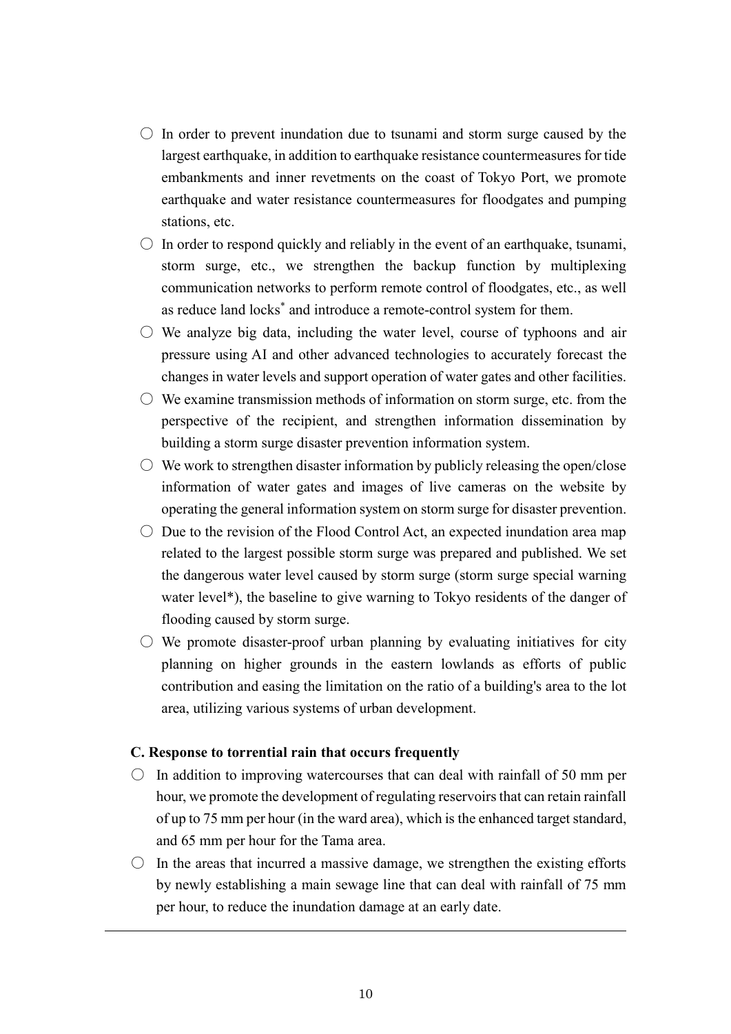- ○ In order to prevent inundation due to tsunami and storm surge caused by the largest earthquake, in addition to earthquake resistance countermeasures for tide embankments and inner revetments on the coast of Tokyo Port, we promote earthquake and water resistance countermeasures for floodgates and pumping stations, etc.
- ○ In order to respond quickly and reliably in the event of an earthquake, tsunami, storm surge, etc., we strengthen the backup function by multiplexing communication networks to perform remote control of floodgates, etc., as well as reduce land locks* and introduce a remote-control system for them.
- ○ We analyze big data, including the water level, course of typhoons and air pressure using AI and other advanced technologies to accurately forecast the changes in water levels and support operation of water gates and other facilities.
- ○ We examine transmission methods of information on storm surge, etc. from the perspective of the recipient, and strengthen information dissemination by building a storm surge disaster prevention information system.
- ○ We work to strengthen disaster information by publicly releasing the open/close information of water gates and images of live cameras on the website by operating the general information system on storm surge for disaster prevention.
- ○ Due to the revision of the Flood Control Act, an expected inundation area map related to the largest possible storm surge was prepared and published. We set the dangerous water level caused by storm surge (storm surge special warning water level*), the baseline to give warning to Tokyo residents of the danger of flooding caused by storm surge.
- ○ We promote disaster-proof urban planning by evaluating initiatives for city planning on higher grounds in the eastern lowlands as efforts of public contribution and easing the limitation on the ratio of a building's area to the lot area, utilizing various systems of urban development.

**C. Response to torrential rain that occurs frequently**

- ○ In addition to improving watercourses that can deal with rainfall of 50 mm per hour, we promote the development of regulating reservoirs that can retain rainfall of up to 75 mm per hour (in the ward area), which is the enhanced target standard, and 65 mm per hour for the Tama area.
- ○ In the areas that incurred a massive damage, we strengthen the existing efforts by newly establishing a main sewage line that can deal with rainfall of 75 mm per hour, to reduce the inundation damage at an early date.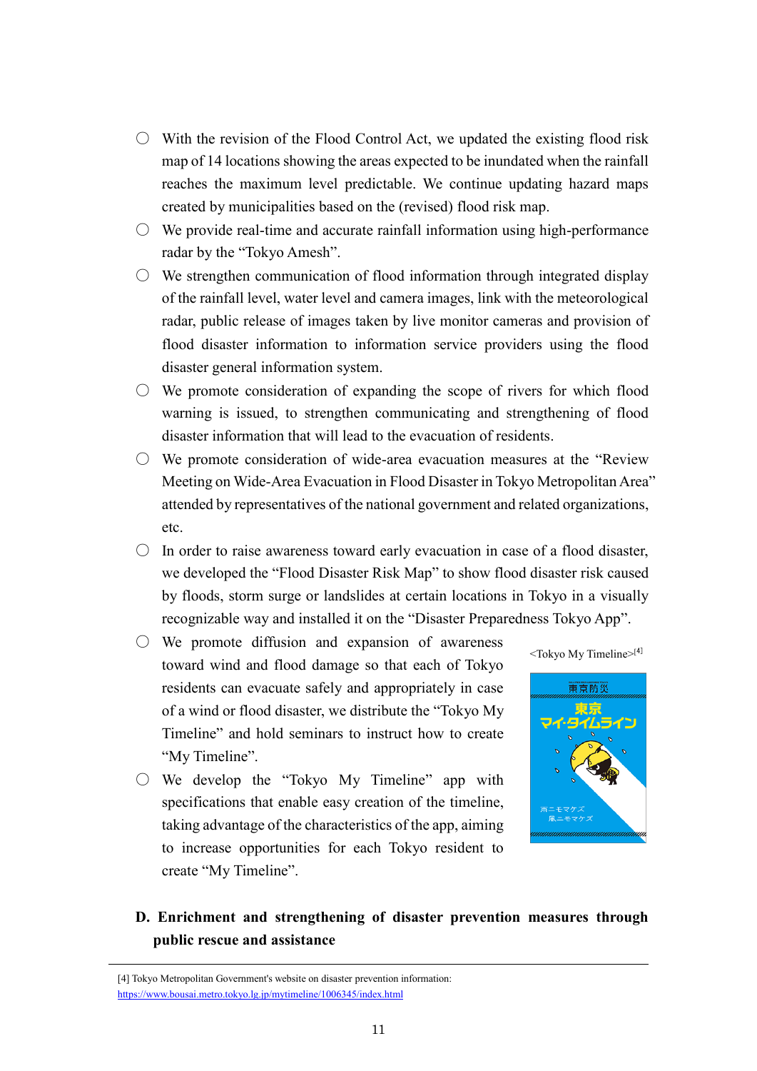- ○ With the revision of the Flood Control Act, we updated the existing flood risk map of 14 locations showing the areas expected to be inundated when the rainfall reaches the maximum level predictable. We continue updating hazard maps created by municipalities based on the (revised) flood risk map.
- ○ We provide real-time and accurate rainfall information using high-performance radar by the "Tokyo Amesh".
- ○ We strengthen communication of flood information through integrated display of the rainfall level, water level and camera images, link with the meteorological radar, public release of images taken by live monitor cameras and provision of flood disaster information to information service providers using the flood disaster general information system.
- ○ We promote consideration of expanding the scope of rivers for which flood warning is issued, to strengthen communicating and strengthening of flood disaster information that will lead to the evacuation of residents.
- ○ We promote consideration of wide-area evacuation measures at the "Review Meeting on Wide-Area Evacuation in Flood Disaster in Tokyo Metropolitan Area" attended by representatives of the national government and related organizations, etc.
- ○ In order to raise awareness toward early evacuation in case of a flood disaster, we developed the "Flood Disaster Risk Map" to show flood disaster risk caused by floods, storm surge or landslides at certain locations in Tokyo in a visually recognizable way and installed it on the "Disaster Preparedness Tokyo App".
- ○ We promote diffusion and expansion of awareness toward wind and flood damage so that each of Tokyo residents can evacuate safely and appropriately in case of a wind or flood disaster, we distribute the "Tokyo My Timeline" and hold seminars to instruct how to create "My Timeline".
- ○ We develop the "Tokyo My Timeline" app with specifications that enable easy creation of the timeline, taking advantage of the characteristics of the app, aiming to increase opportunities for each Tokyo resident to create "My Timeline".

<Tokyo My Timeline>[4]

## D. Enrichment and strengthening of disaster prevention measures through public rescue and assistance

[4] Tokyo Metropolitan Government's website on disaster prevention information: https://www.bousai.metro.tokyo.lg.jp/mytimeline/1006345/index.html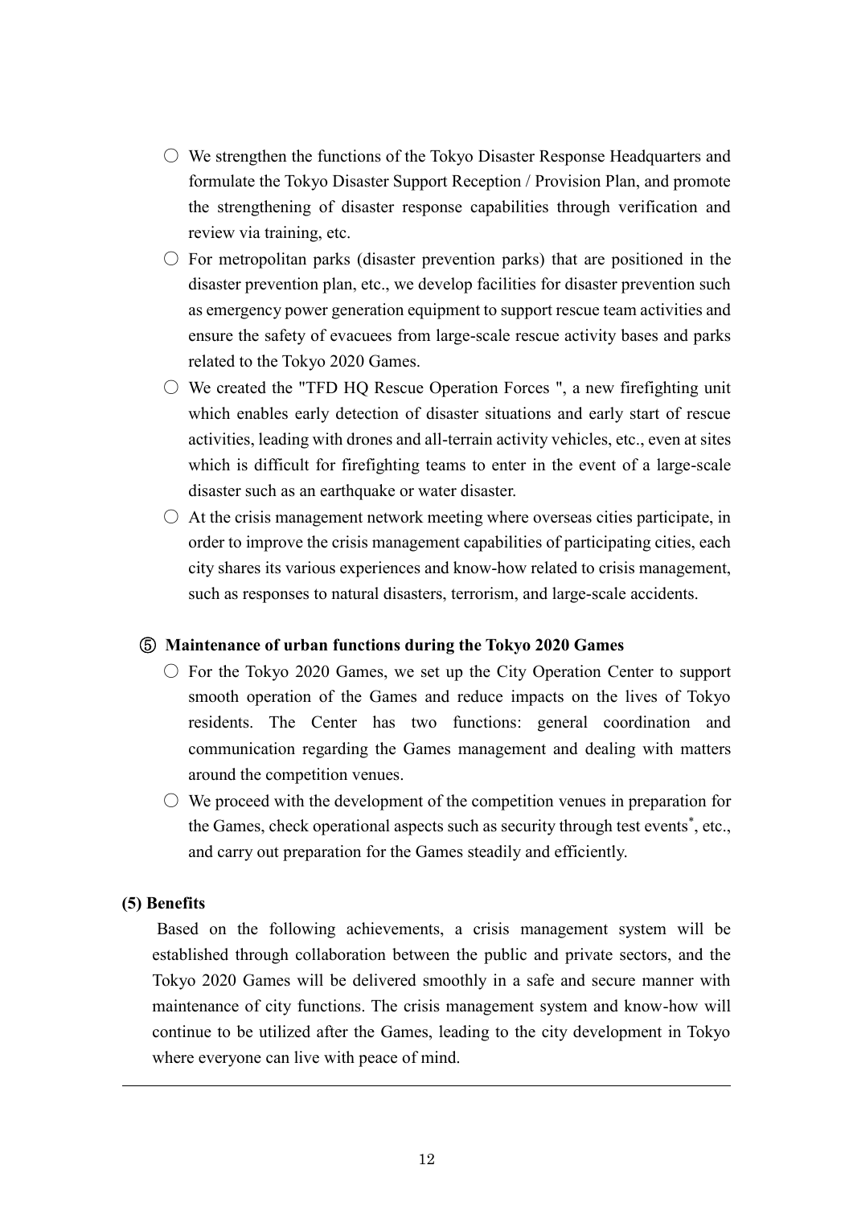- ○ We strengthen the functions of the Tokyo Disaster Response Headquarters and formulate the Tokyo Disaster Support Reception / Provision Plan, and promote the strengthening of disaster response capabilities through verification and review via training, etc.
- ○ For metropolitan parks (disaster prevention parks) that are positioned in the disaster prevention plan, etc., we develop facilities for disaster prevention such as emergency power generation equipment to support rescue team activities and ensure the safety of evacuees from large-scale rescue activity bases and parks related to the Tokyo 2020 Games.
- ○ We created the "TFD HQ Rescue Operation Forces ", a new firefighting unit which enables early detection of disaster situations and early start of rescue activities, leading with drones and all-terrain activity vehicles, etc., even at sites which is difficult for firefighting teams to enter in the event of a large-scale disaster such as an earthquake or water disaster.
- ○ At the crisis management network meeting where overseas cities participate, in order to improve the crisis management capabilities of participating cities, each city shares its various experiences and know-how related to crisis management, such as responses to natural disasters, terrorism, and large-scale accidents.

**⑤ Maintenance of urban functions during the Tokyo 2020 Games**

- ○ For the Tokyo 2020 Games, we set up the City Operation Center to support smooth operation of the Games and reduce impacts on the lives of Tokyo residents. The Center has two functions: general coordination and communication regarding the Games management and dealing with matters around the competition venues.
- ○ We proceed with the development of the competition venues in preparation for the Games, check operational aspects such as security through test events*, etc., and carry out preparation for the Games steadily and efficiently.

**(5) Benefits**

Based on the following achievements, a crisis management system will be established through collaboration between the public and private sectors, and the Tokyo 2020 Games will be delivered smoothly in a safe and secure manner with maintenance of city functions. The crisis management system and know-how will continue to be utilized after the Games, leading to the city development in Tokyo where everyone can live with peace of mind.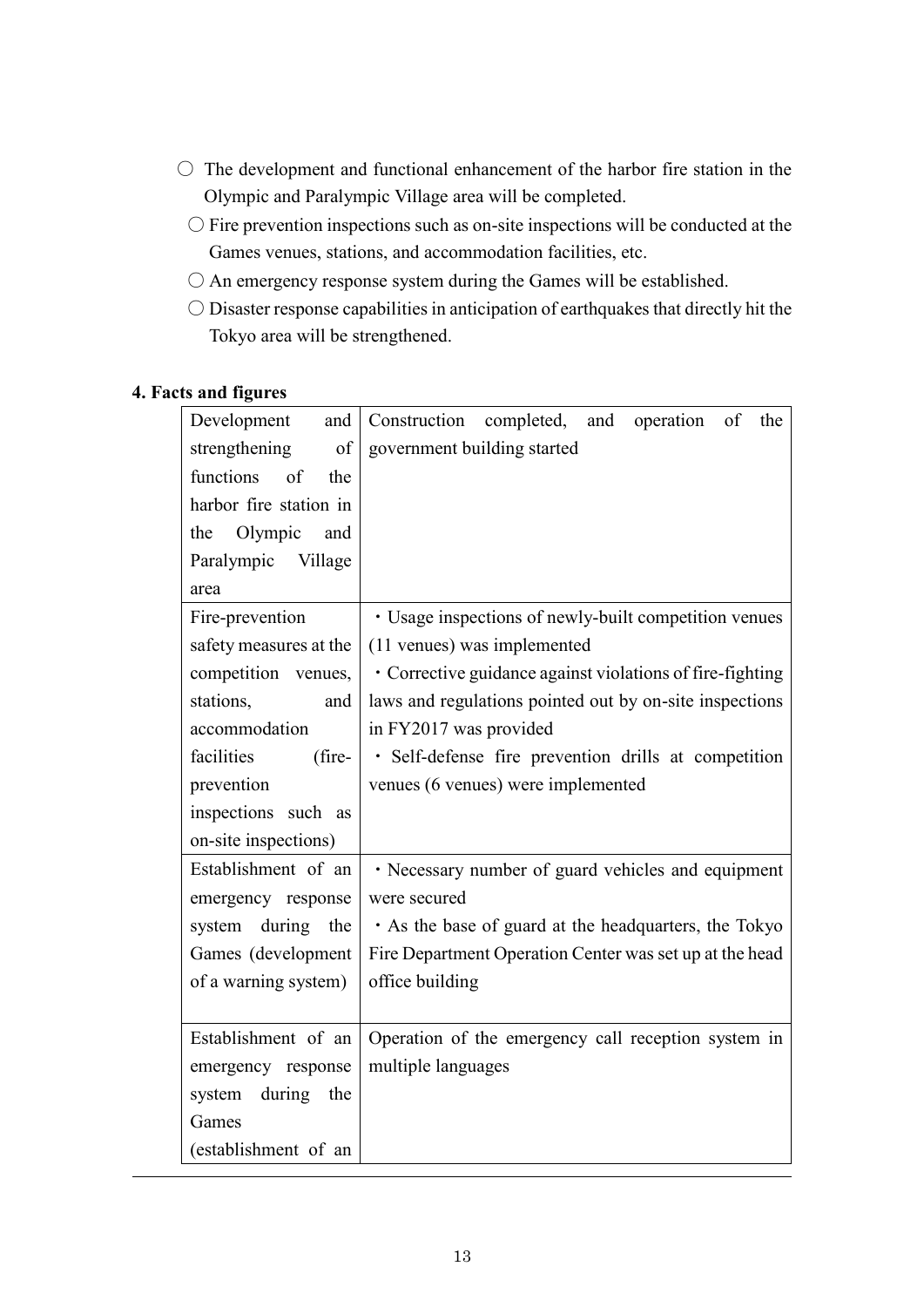- ○ The development and functional enhancement of the harbor fire station in the Olympic and Paralympic Village area will be completed.
- ○ Fire prevention inspections such as on-site inspections will be conducted at the Games venues, stations, and accommodation facilities, etc.
- ○ An emergency response system during the Games will be established.
- ○ Disaster response capabilities in anticipation of earthquakes that directly hit the Tokyo area will be strengthened.

**4. Facts and figures**

| | |
|---|---|
| Development and strengthening of functions of the harbor fire station in the Olympic and Paralympic Village area | Construction completed, and operation of the government building started |
| Fire-prevention safety measures at the competition venues, stations, and accommodation facilities (fire-prevention inspections such as on-site inspections) | ・Usage inspections of newly-built competition venues (11 venues) was implemented<br>・Corrective guidance against violations of fire-fighting laws and regulations pointed out by on-site inspections in FY2017 was provided<br>・Self-defense fire prevention drills at competition venues (6 venues) were implemented |
| Establishment of an emergency response system during the Games (development of a warning system) | ・Necessary number of guard vehicles and equipment were secured<br>・As the base of guard at the headquarters, the Tokyo Fire Department Operation Center was set up at the head office building |
| Establishment of an emergency response system during the Games (establishment of an | Operation of the emergency call reception system in multiple languages |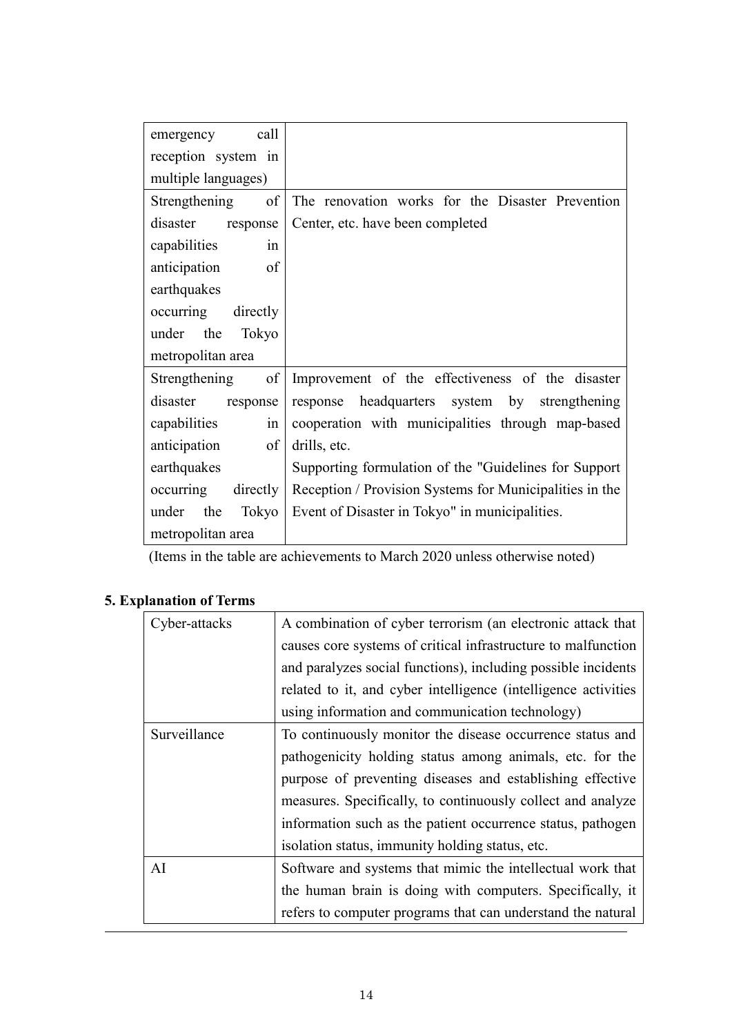| | |
|---|---|
| emergency call reception system in multiple languages) | |
| Strengthening of disaster response capabilities in anticipation of earthquakes occurring directly under the Tokyo metropolitan area | The renovation works for the Disaster Prevention Center, etc. have been completed |
| Strengthening of disaster response capabilities in anticipation of earthquakes occurring directly under the Tokyo metropolitan area | Improvement of the effectiveness of the disaster response headquarters system by strengthening cooperation with municipalities through map-based drills, etc.<br>Supporting formulation of the "Guidelines for Support Reception / Provision Systems for Municipalities in the Event of Disaster in Tokyo" in municipalities. |

(Items in the table are achievements to March 2020 unless otherwise noted)

## 5. Explanation of Terms

| | |
|---|---|
| Cyber-attacks | A combination of cyber terrorism (an electronic attack that causes core systems of critical infrastructure to malfunction and paralyzes social functions), including possible incidents related to it, and cyber intelligence (intelligence activities using information and communication technology) |
| Surveillance | To continuously monitor the disease occurrence status and pathogenicity holding status among animals, etc. for the purpose of preventing diseases and establishing effective measures. Specifically, to continuously collect and analyze information such as the patient occurrence status, pathogen isolation status, immunity holding status, etc. |
| AI | Software and systems that mimic the intellectual work that the human brain is doing with computers. Specifically, it refers to computer programs that can understand the natural |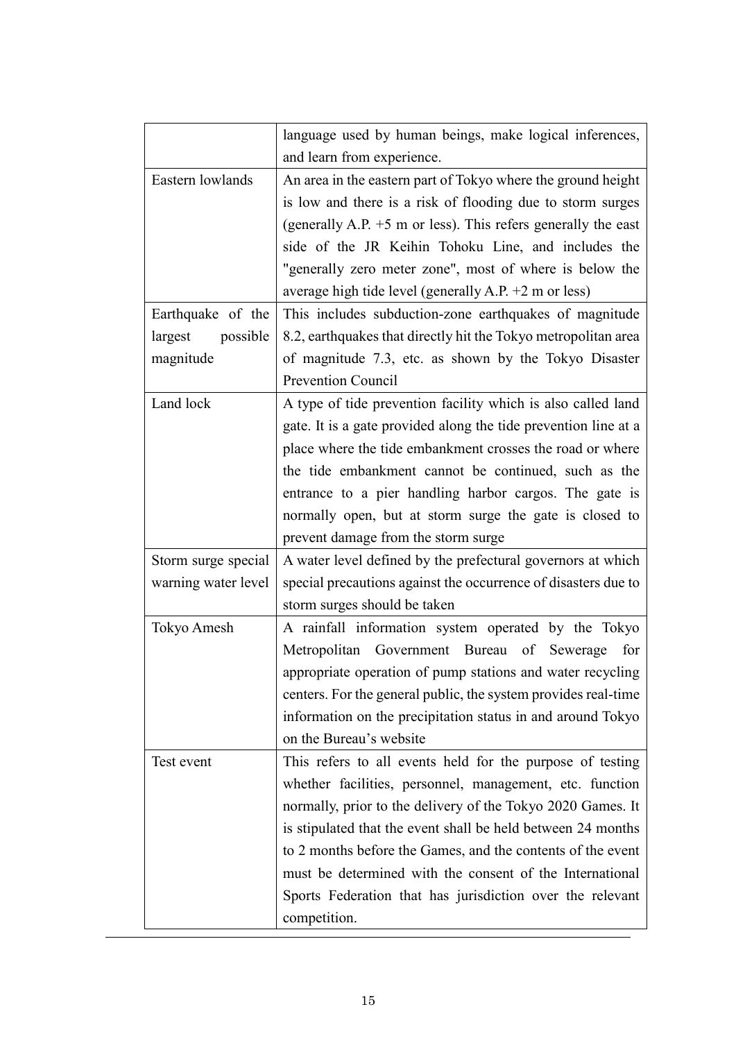| | |
|---|---|
| | language used by human beings, make logical inferences, and learn from experience. |
| Eastern lowlands | An area in the eastern part of Tokyo where the ground height is low and there is a risk of flooding due to storm surges (generally A.P. +5 m or less). This refers generally the east side of the JR Keihin Tohoku Line, and includes the "generally zero meter zone", most of where is below the average high tide level (generally A.P. +2 m or less) |
| Earthquake of the largest possible magnitude | This includes subduction-zone earthquakes of magnitude 8.2, earthquakes that directly hit the Tokyo metropolitan area of magnitude 7.3, etc. as shown by the Tokyo Disaster Prevention Council |
| Land lock | A type of tide prevention facility which is also called land gate. It is a gate provided along the tide prevention line at a place where the tide embankment crosses the road or where the tide embankment cannot be continued, such as the entrance to a pier handling harbor cargos. The gate is normally open, but at storm surge the gate is closed to prevent damage from the storm surge |
| Storm surge special warning water level | A water level defined by the prefectural governors at which special precautions against the occurrence of disasters due to storm surges should be taken |
| Tokyo Amesh | A rainfall information system operated by the Tokyo Metropolitan Government Bureau of Sewerage for appropriate operation of pump stations and water recycling centers. For the general public, the system provides real-time information on the precipitation status in and around Tokyo on the Bureau's website |
| Test event | This refers to all events held for the purpose of testing whether facilities, personnel, management, etc. function normally, prior to the delivery of the Tokyo 2020 Games. It is stipulated that the event shall be held between 24 months to 2 months before the Games, and the contents of the event must be determined with the consent of the International Sports Federation that has jurisdiction over the relevant competition. |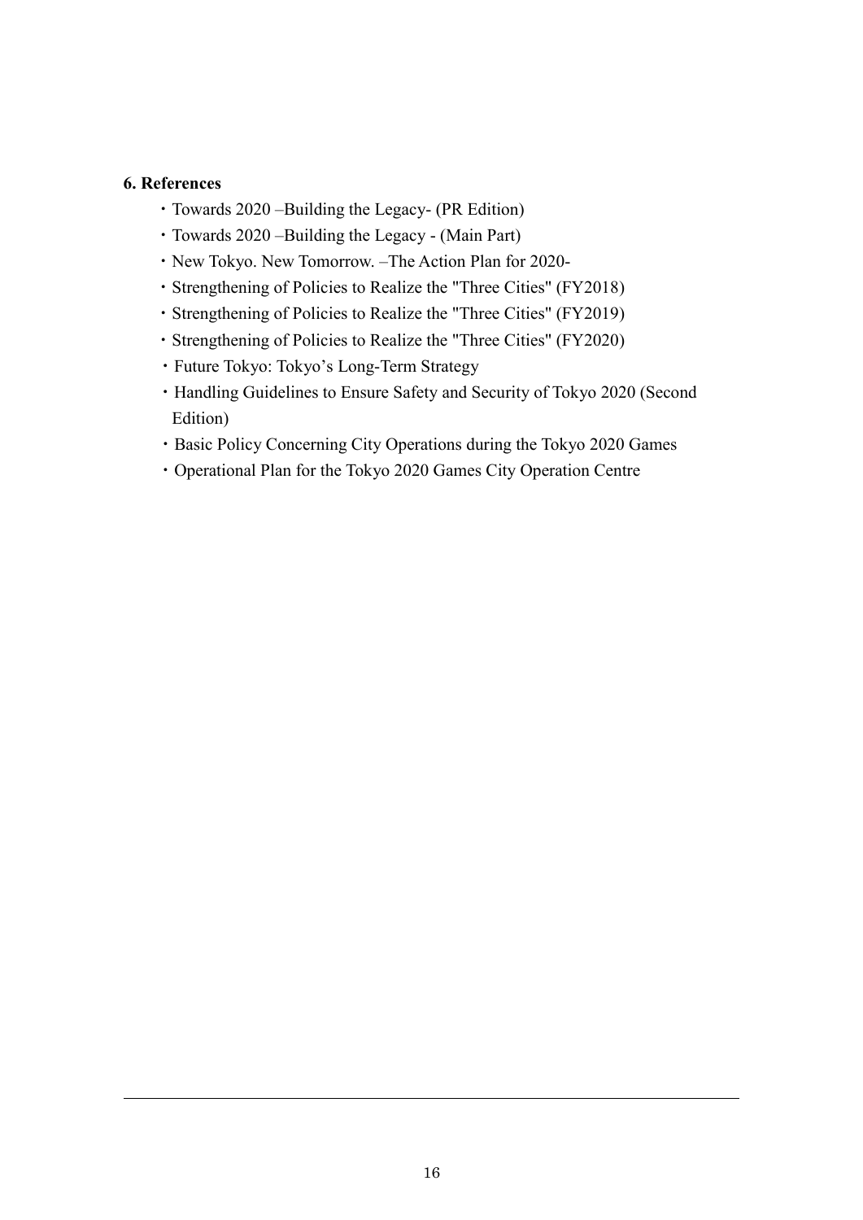### 6. References

- Towards 2020 –Building the Legacy- (PR Edition)
- Towards 2020 –Building the Legacy - (Main Part)
- New Tokyo. New Tomorrow. –The Action Plan for 2020-
- Strengthening of Policies to Realize the "Three Cities" (FY2018)
- Strengthening of Policies to Realize the "Three Cities" (FY2019)
- Strengthening of Policies to Realize the "Three Cities" (FY2020)
- Future Tokyo: Tokyo's Long-Term Strategy
- Handling Guidelines to Ensure Safety and Security of Tokyo 2020 (Second Edition)
- Basic Policy Concerning City Operations during the Tokyo 2020 Games
- Operational Plan for the Tokyo 2020 Games City Operation Centre